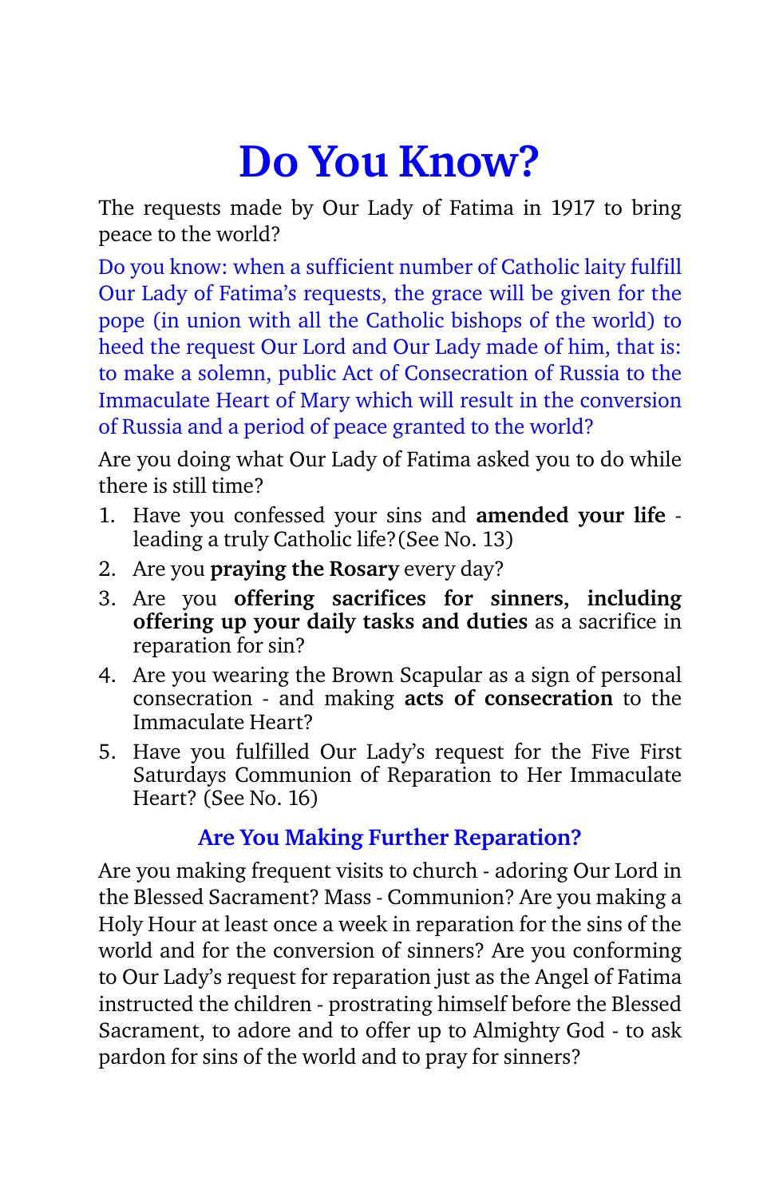# Do You Know?

The requests made by Our Lady of Fatima in 1917 to bring peace to the world?

Do you know: when a sufficient number of Catholic laity fulfill Our Lady of Fatima's requests, the grace will be given for the pope (in union with all the Catholic bishops of the world) to heed the request Our Lord and Our Lady made of him, that is: to make a solemn, public Act of Consecration of Russia to the Immaculate Heart of Mary which will result in the conversion of Russia and a period of peace granted to the world?

Are you doing what Our Lady of Fatima asked you to do while there is still time?

1. Have you confessed your sins and **amended your life** - leading a truly Catholic life?(See No. 13)
2. Are you **praying the Rosary** every day?
3. Are you **offering sacrifices for sinners, including offering up your daily tasks and duties** as a sacrifice in reparation for sin?
4. Are you wearing the Brown Scapular as a sign of personal consecration - and making **acts of consecration** to the Immaculate Heart?
5. Have you fulfilled Our Lady's request for the Five First Saturdays Communion of Reparation to Her Immaculate Heart? (See No. 16)

### Are You Making Further Reparation?

Are you making frequent visits to church - adoring Our Lord in the Blessed Sacrament? Mass - Communion? Are you making a Holy Hour at least once a week in reparation for the sins of the world and for the conversion of sinners? Are you conforming to Our Lady's request for reparation just as the Angel of Fatima instructed the children - prostrating himself before the Blessed Sacrament, to adore and to offer up to Almighty God - to ask pardon for sins of the world and to pray for sinners?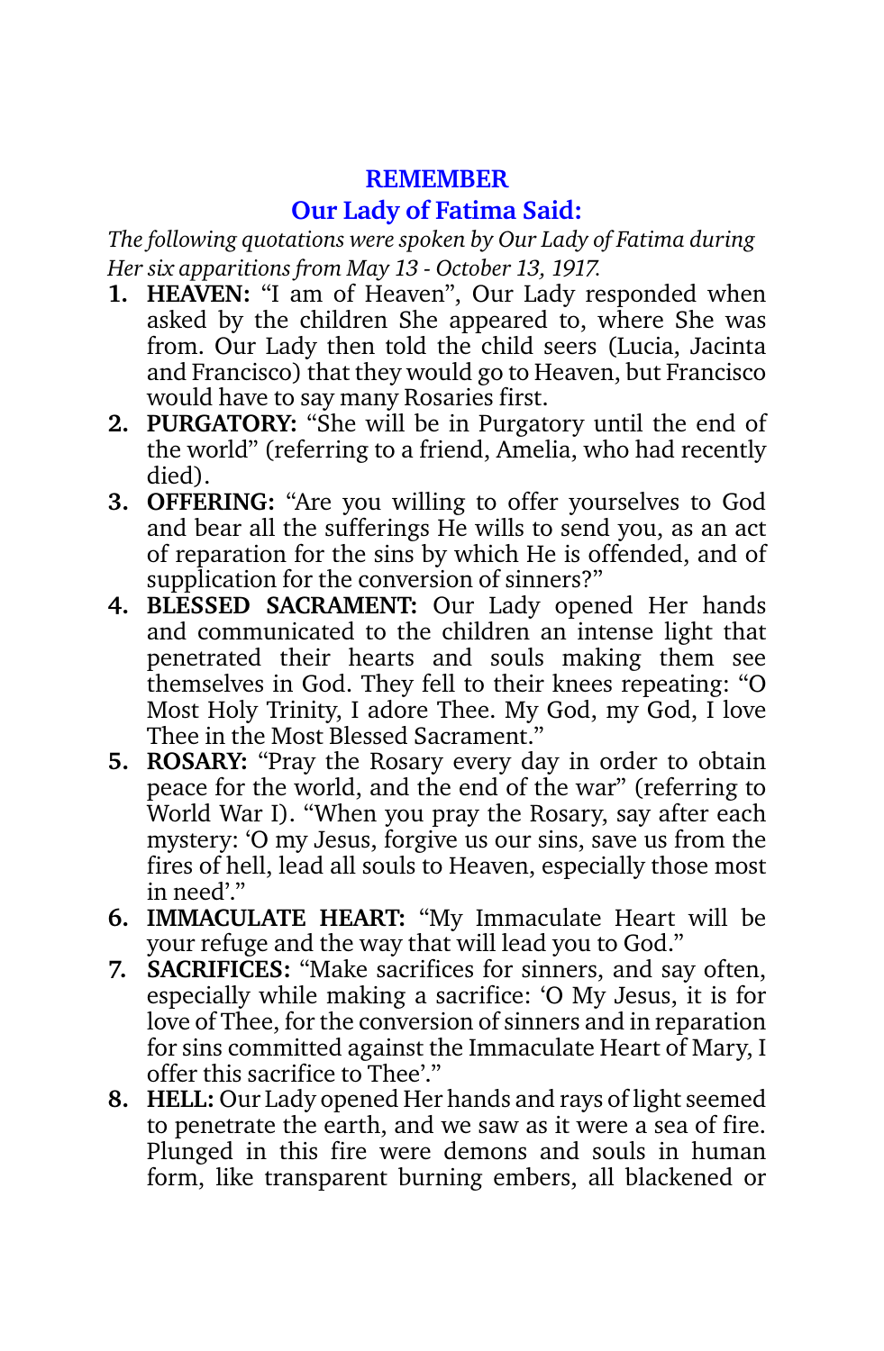## REMEMBER

## Our Lady of Fatima Said:

*The following quotations were spoken by Our Lady of Fatima during Her six apparitions from May 13 - October 13, 1917.*

1. **HEAVEN:** "I am of Heaven", Our Lady responded when asked by the children She appeared to, where She was from. Our Lady then told the child seers (Lucia, Jacinta and Francisco) that they would go to Heaven, but Francisco would have to say many Rosaries first.
2. **PURGATORY:** "She will be in Purgatory until the end of the world" (referring to a friend, Amelia, who had recently died).
3. **OFFERING:** "Are you willing to offer yourselves to God and bear all the sufferings He wills to send you, as an act of reparation for the sins by which He is offended, and of supplication for the conversion of sinners?"
4. **BLESSED SACRAMENT:** Our Lady opened Her hands and communicated to the children an intense light that penetrated their hearts and souls making them see themselves in God. They fell to their knees repeating: "O Most Holy Trinity, I adore Thee. My God, my God, I love Thee in the Most Blessed Sacrament."
5. **ROSARY:** "Pray the Rosary every day in order to obtain peace for the world, and the end of the war" (referring to World War I). "When you pray the Rosary, say after each mystery: 'O my Jesus, forgive us our sins, save us from the fires of hell, lead all souls to Heaven, especially those most in need'."
6. **IMMACULATE HEART:** "My Immaculate Heart will be your refuge and the way that will lead you to God."
7. **SACRIFICES:** "Make sacrifices for sinners, and say often, especially while making a sacrifice: 'O My Jesus, it is for love of Thee, for the conversion of sinners and in reparation for sins committed against the Immaculate Heart of Mary, I offer this sacrifice to Thee'."
8. **HELL:** Our Lady opened Her hands and rays of light seemed to penetrate the earth, and we saw as it were a sea of fire. Plunged in this fire were demons and souls in human form, like transparent burning embers, all blackened or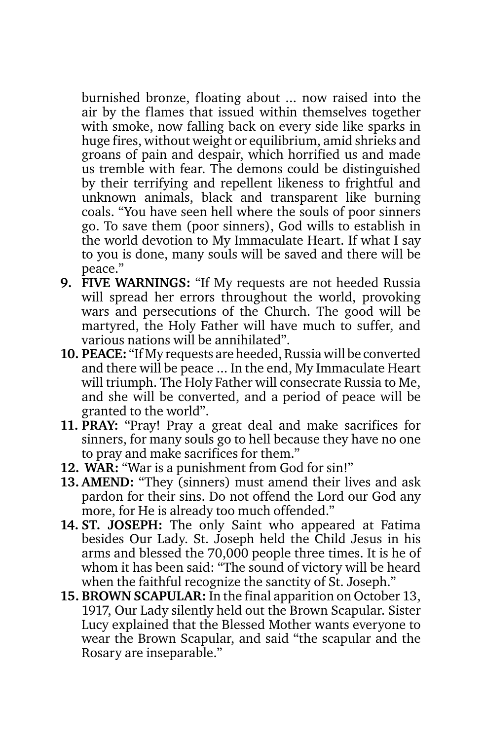burnished bronze, floating about ... now raised into the air by the flames that issued within themselves together with smoke, now falling back on every side like sparks in huge fires, without weight or equilibrium, amid shrieks and groans of pain and despair, which horrified us and made us tremble with fear. The demons could be distinguished by their terrifying and repellent likeness to frightful and unknown animals, black and transparent like burning coals. "You have seen hell where the souls of poor sinners go. To save them (poor sinners), God wills to establish in the world devotion to My Immaculate Heart. If what I say to you is done, many souls will be saved and there will be peace."

9. **FIVE WARNINGS:** "If My requests are not heeded Russia will spread her errors throughout the world, provoking wars and persecutions of the Church. The good will be martyred, the Holy Father will have much to suffer, and various nations will be annihilated".
10. **PEACE:** "If My requests are heeded, Russia will be converted and there will be peace ... In the end, My Immaculate Heart will triumph. The Holy Father will consecrate Russia to Me, and she will be converted, and a period of peace will be granted to the world".
11. **PRAY:** "Pray! Pray a great deal and make sacrifices for sinners, for many souls go to hell because they have no one to pray and make sacrifices for them."
12. **WAR:** "War is a punishment from God for sin!"
13. **AMEND:** "They (sinners) must amend their lives and ask pardon for their sins. Do not offend the Lord our God any more, for He is already too much offended."
14. **ST. JOSEPH:** The only Saint who appeared at Fatima besides Our Lady. St. Joseph held the Child Jesus in his arms and blessed the 70,000 people three times. It is he of whom it has been said: "The sound of victory will be heard when the faithful recognize the sanctity of St. Joseph."
15. **BROWN SCAPULAR:** In the final apparition on October 13, 1917, Our Lady silently held out the Brown Scapular. Sister Lucy explained that the Blessed Mother wants everyone to wear the Brown Scapular, and said "the scapular and the Rosary are inseparable."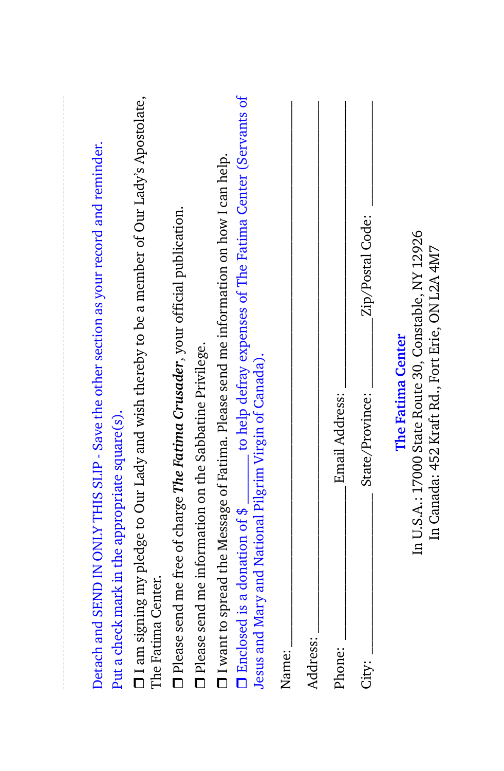Detach and SEND IN ONLY THIS SLIP - Save the other section as your record and reminder.

Put a check mark in the appropriate square(s).

- ☐ I am signing my pledge to Our Lady and wish thereby to be a member of Our Lady's Apostolate, The Fatima Center.
- ☐ Please send me free of charge ***The Fatima Crusader***, your official publication.
- ☐ Please send me information on the Sabbatine Privilege.
- ☐ I want to spread the Message of Fatima. Please send me information on how I can help.
- ☐ Enclosed is a donation of $ ________ to help defray expenses of The Fatima Center (Servants of Jesus and Mary and National Pilgrim Virgin of Canada).

Name: ____________________________________________

Address: __________________________________________

Phone: ____________________ Email Address: ______________________

City: ____________________ State/Province: ______________ Zip/Postal Code: ______________

**The Fatima Center**

In U.S.A.: 17000 State Route 30, Constable, NY 12926

In Canada: 452 Kraft Rd., Fort Erie, ON L2A 4M7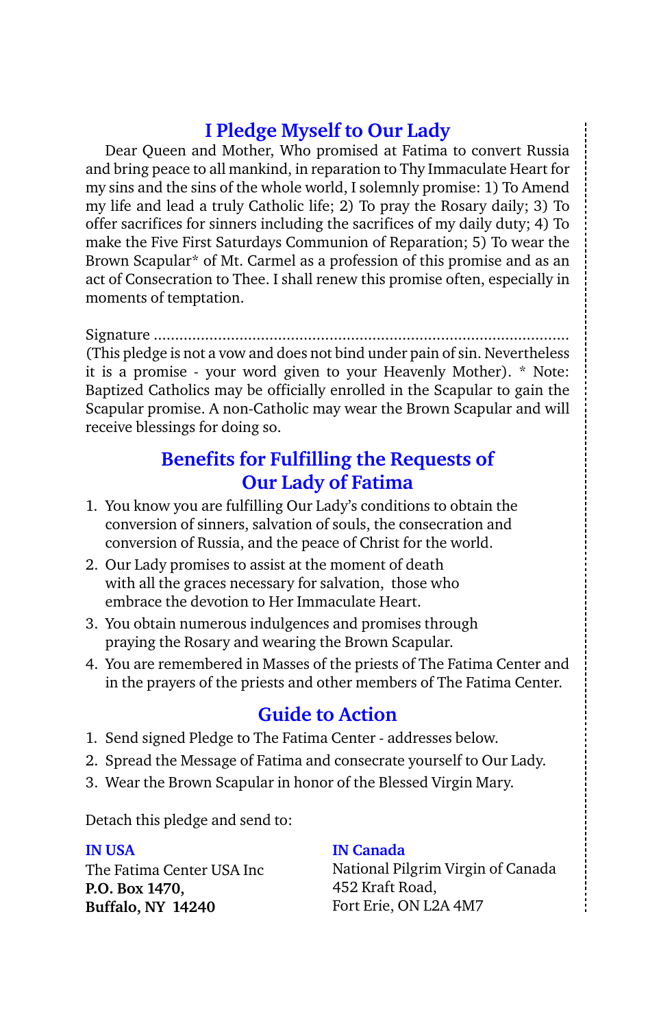## I Pledge Myself to Our Lady

Dear Queen and Mother, Who promised at Fatima to convert Russia and bring peace to all mankind, in reparation to Thy Immaculate Heart for my sins and the sins of the whole world, I solemnly promise: 1) To Amend my life and lead a truly Catholic life; 2) To pray the Rosary daily; 3) To offer sacrifices for sinners including the sacrifices of my daily duty; 4) To make the Five First Saturdays Communion of Reparation; 5) To wear the Brown Scapular* of Mt. Carmel as a profession of this promise and as an act of Consecration to Thee. I shall renew this promise often, especially in moments of temptation.

Signature ..........................................................................................

(This pledge is not a vow and does not bind under pain of sin. Nevertheless it is a promise - your word given to your Heavenly Mother). * Note: Baptized Catholics may be officially enrolled in the Scapular to gain the Scapular promise. A non-Catholic may wear the Brown Scapular and will receive blessings for doing so.

## Benefits for Fulfilling the Requests of Our Lady of Fatima

1. You know you are fulfilling Our Lady's conditions to obtain the conversion of sinners, salvation of souls, the consecration and conversion of Russia, and the peace of Christ for the world.
2. Our Lady promises to assist at the moment of death with all the graces necessary for salvation, those who embrace the devotion to Her Immaculate Heart.
3. You obtain numerous indulgences and promises through praying the Rosary and wearing the Brown Scapular.
4. You are remembered in Masses of the priests of The Fatima Center and in the prayers of the priests and other members of The Fatima Center.

## Guide to Action

1. Send signed Pledge to The Fatima Center - addresses below.
2. Spread the Message of Fatima and consecrate yourself to Our Lady.
3. Wear the Brown Scapular in honor of the Blessed Virgin Mary.

Detach this pledge and send to:

**IN USA**
The Fatima Center USA Inc
**P.O. Box 1470,**
**Buffalo, NY 14240**

**IN Canada**
National Pilgrim Virgin of Canada
452 Kraft Road,
Fort Erie, ON L2A 4M7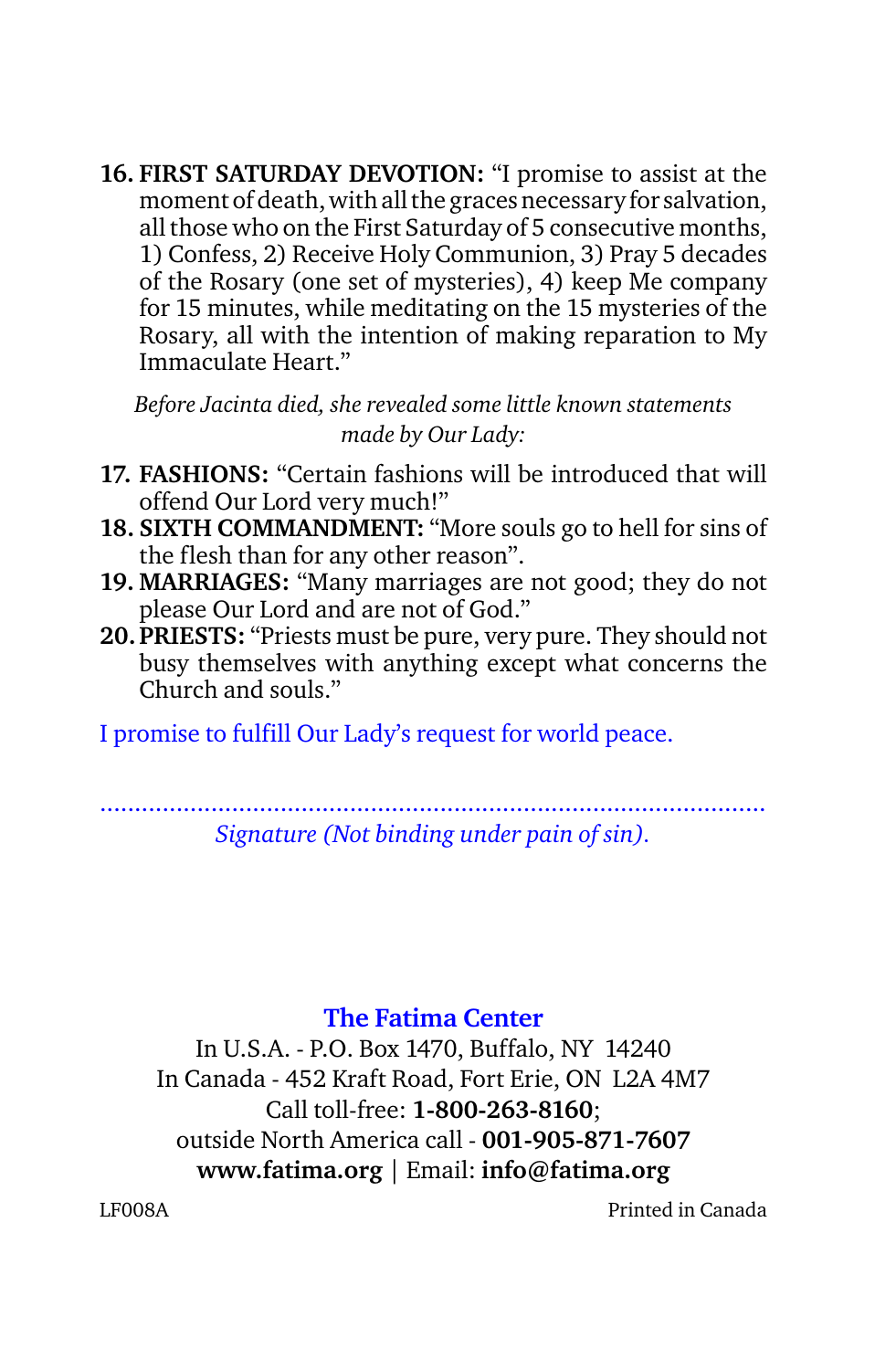16. **FIRST SATURDAY DEVOTION:** "I promise to assist at the moment of death, with all the graces necessary for salvation, all those who on the First Saturday of 5 consecutive months, 1) Confess, 2) Receive Holy Communion, 3) Pray 5 decades of the Rosary (one set of mysteries), 4) keep Me company for 15 minutes, while meditating on the 15 mysteries of the Rosary, all with the intention of making reparation to My Immaculate Heart."

*Before Jacinta died, she revealed some little known statements made by Our Lady:*

17. **FASHIONS:** "Certain fashions will be introduced that will offend Our Lord very much!"
18. **SIXTH COMMANDMENT:** "More souls go to hell for sins of the flesh than for any other reason".
19. **MARRIAGES:** "Many marriages are not good; they do not please Our Lord and are not of God."
20. **PRIESTS:** "Priests must be pure, very pure. They should not busy themselves with anything except what concerns the Church and souls."

I promise to fulfill Our Lady's request for world peace.

.....................................................................................

*Signature (Not binding under pain of sin).*

**The Fatima Center**

In U.S.A. - P.O. Box 1470, Buffalo, NY 14240
In Canada - 452 Kraft Road, Fort Erie, ON L2A 4M7
Call toll-free: **1-800-263-8160**;
outside North America call - **001-905-871-7607**
**www.fatima.org** | Email: **info@fatima.org**

LF008A

Printed in Canada